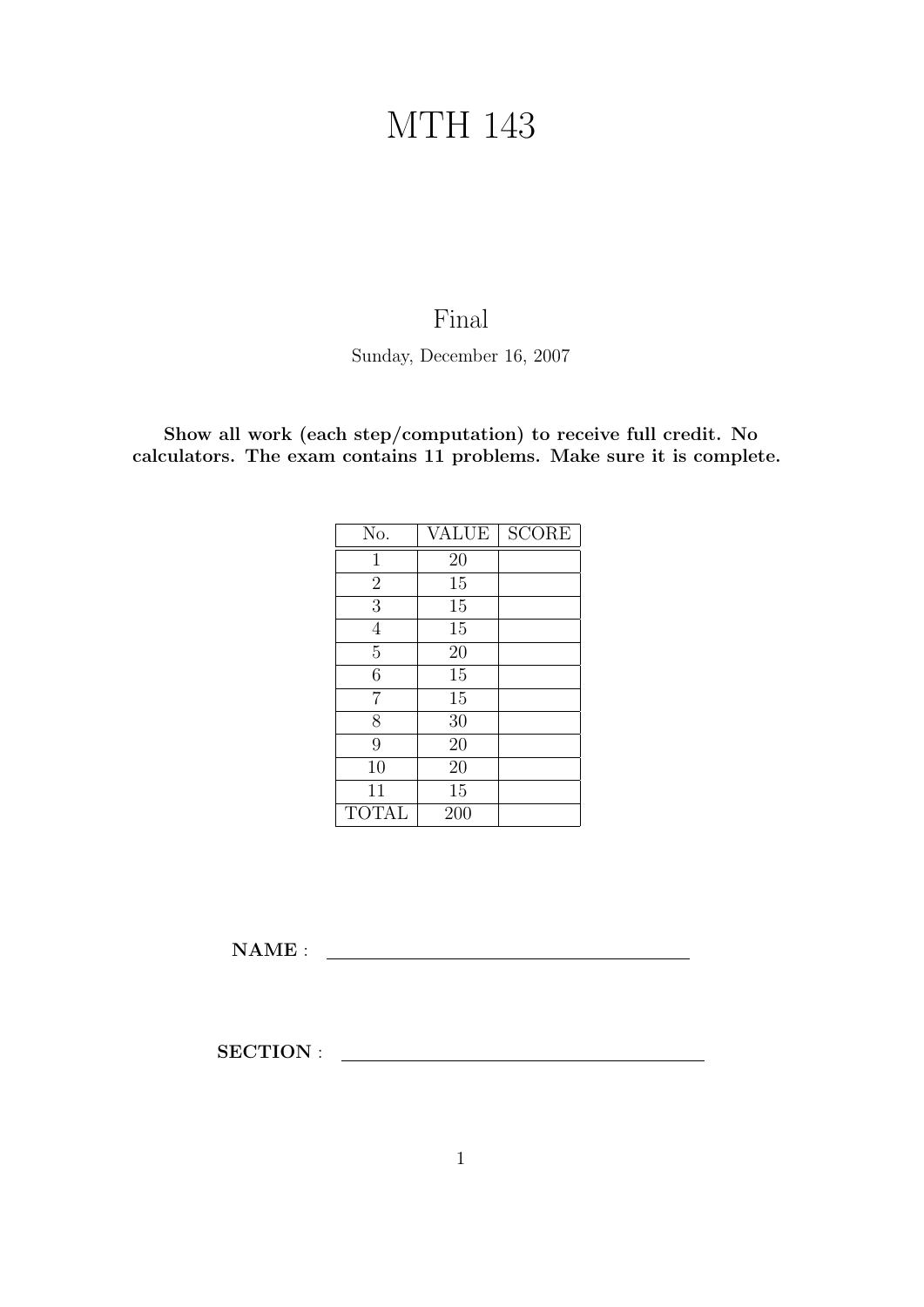# MTH 143

## Final

Sunday, December 16, 2007

**Show all work (each step/computation) to receive full credit. No calculators. The exam contains 11 problems. Make sure it is complete.**

| No. | VALUE | SCORE |
|---|---|---|
| 1 | 20 | |
| 2 | 15 | |
| 3 | 15 | |
| 4 | 15 | |
| 5 | 20 | |
| 6 | 15 | |
| 7 | 15 | |
| 8 | 30 | |
| 9 | 20 | |
| 10 | 20 | |
| 11 | 15 | |
| TOTAL | 200 | |

**NAME** : \_\_\_\_\_\_\_\_\_\_\_\_\_\_\_\_\_\_\_\_\_\_\_\_\_\_\_\_\_\_\_\_\_\_\_\_

**SECTION** : \_\_\_\_\_\_\_\_\_\_\_\_\_\_\_\_\_\_\_\_\_\_\_\_\_\_\_\_\_\_\_\_\_\_\_\_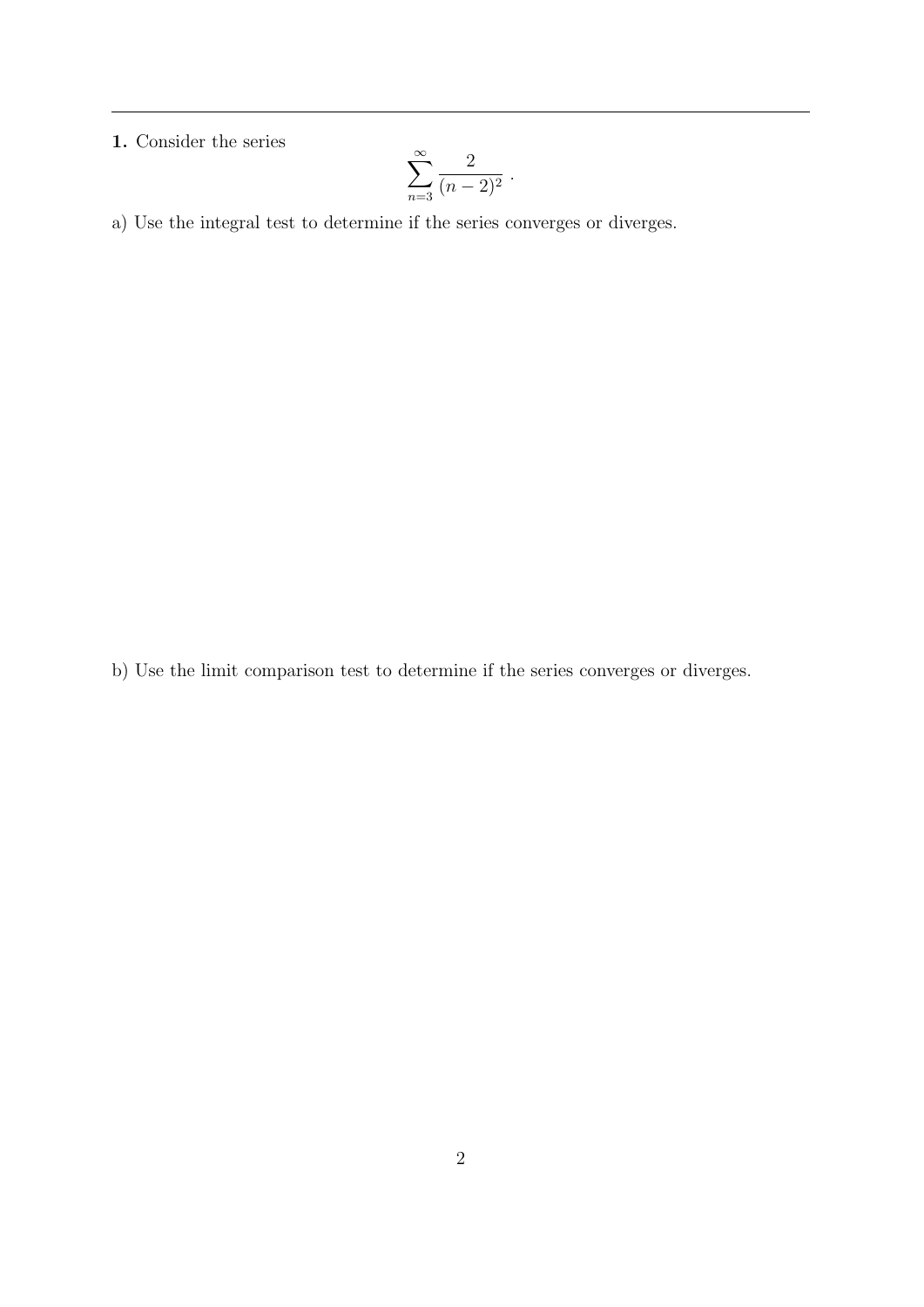**1.** Consider the series

$$\sum_{n=3}^{\infty} \frac{2}{(n-2)^2} \ .$$

a) Use the integral test to determine if the series converges or diverges.

b) Use the limit comparison test to determine if the series converges or diverges.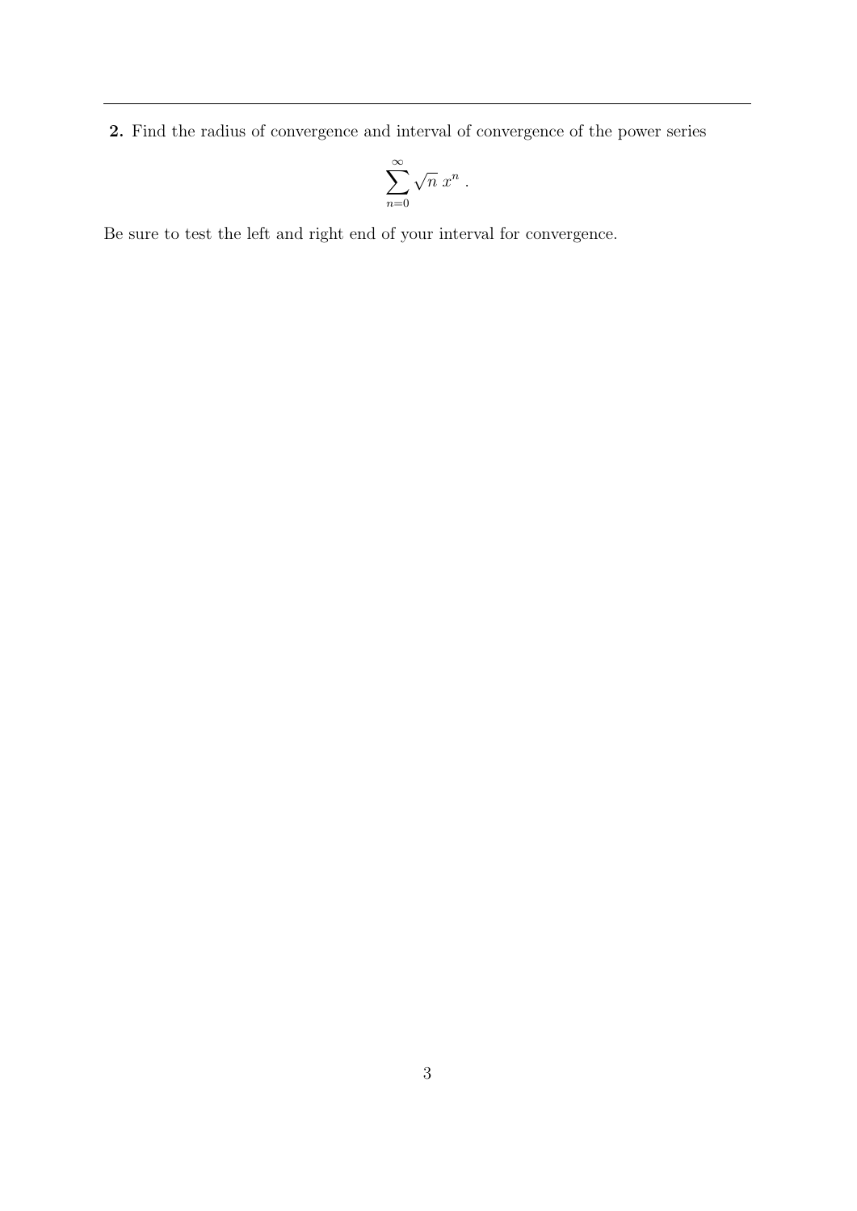**2.** Find the radius of convergence and interval of convergence of the power series

$$\sum_{n=0}^{\infty} \sqrt{n}\, x^n \,.$$

Be sure to test the left and right end of your interval for convergence.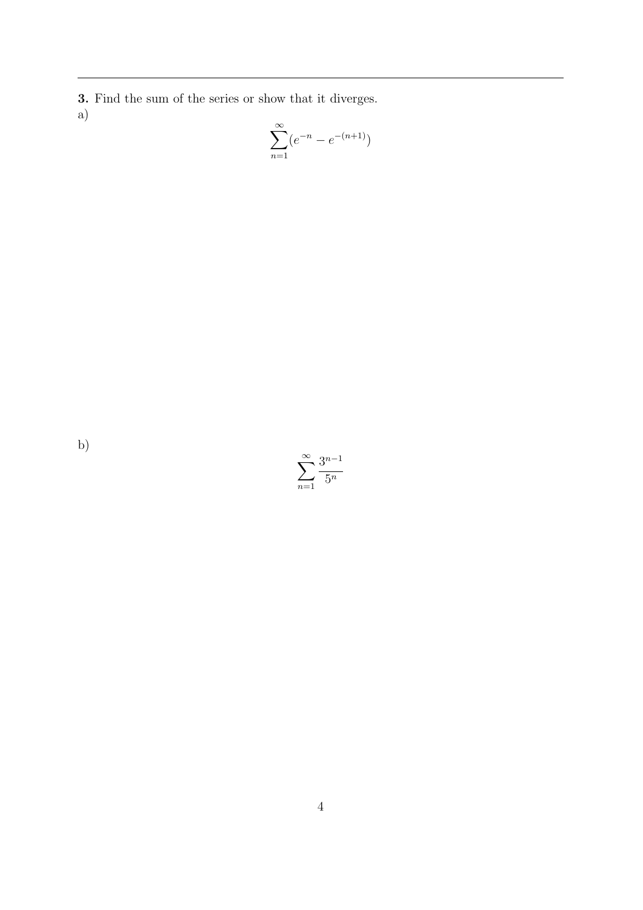**3.** Find the sum of the series or show that it diverges.

a)

$$\sum_{n=1}^{\infty}(e^{-n} - e^{-(n+1)})$$

b)

$$\sum_{n=1}^{\infty}\frac{3^{n-1}}{5^n}$$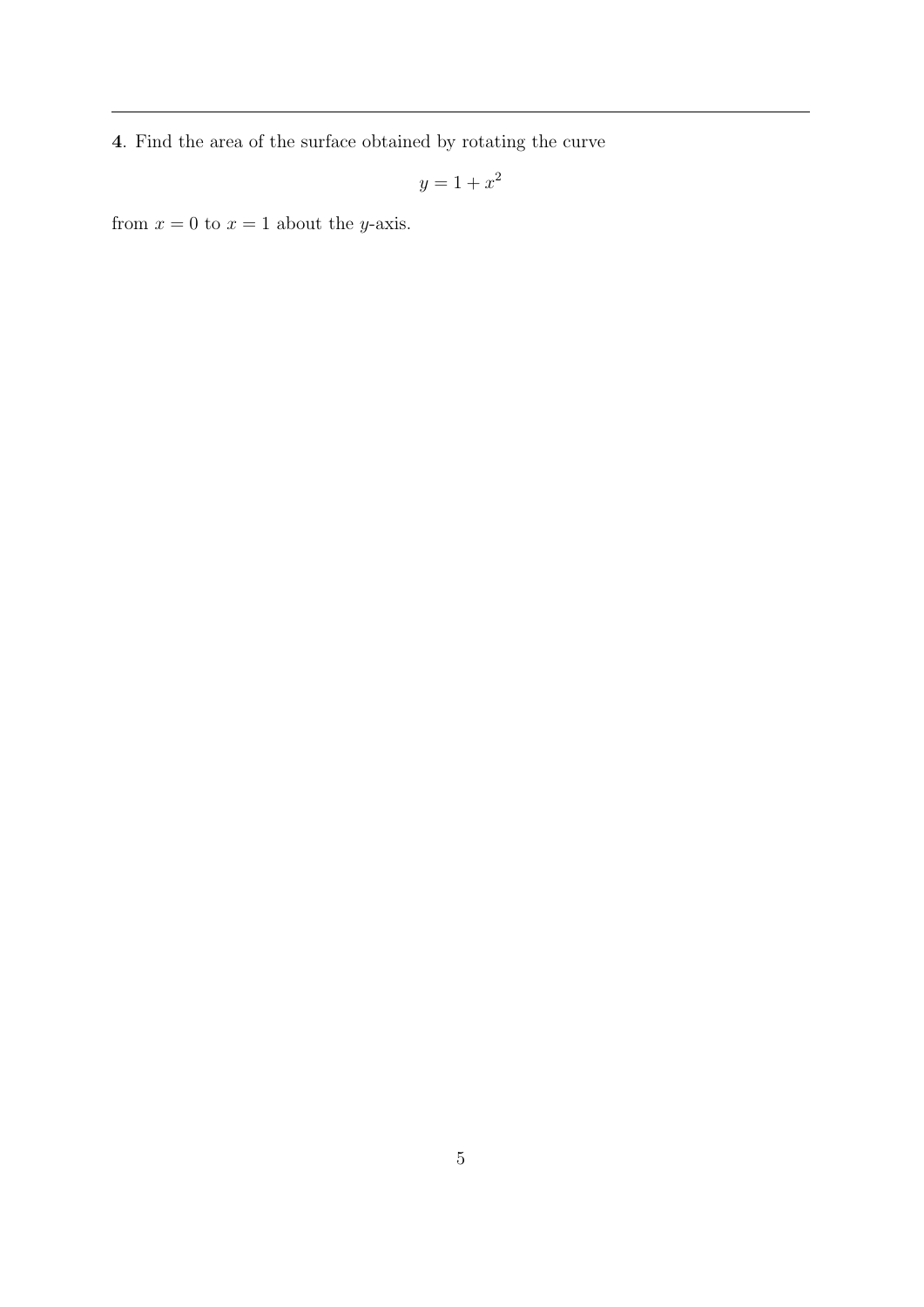**4**. Find the area of the surface obtained by rotating the curve

$$y = 1 + x^2$$

from $x = 0$ to $x = 1$ about the $y$-axis.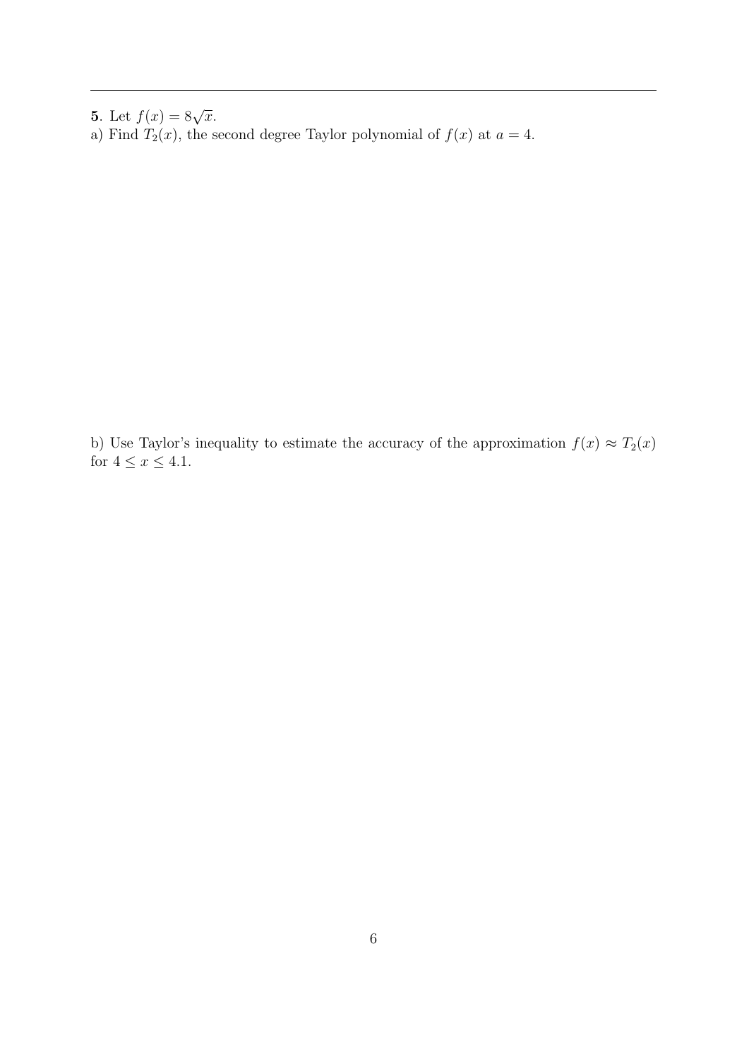**5**. Let $f(x) = 8\sqrt{x}$.

a) Find $T_2(x)$, the second degree Taylor polynomial of $f(x)$ at $a = 4$.

b) Use Taylor's inequality to estimate the accuracy of the approximation $f(x) \approx T_2(x)$ for $4 \leq x \leq 4.1$.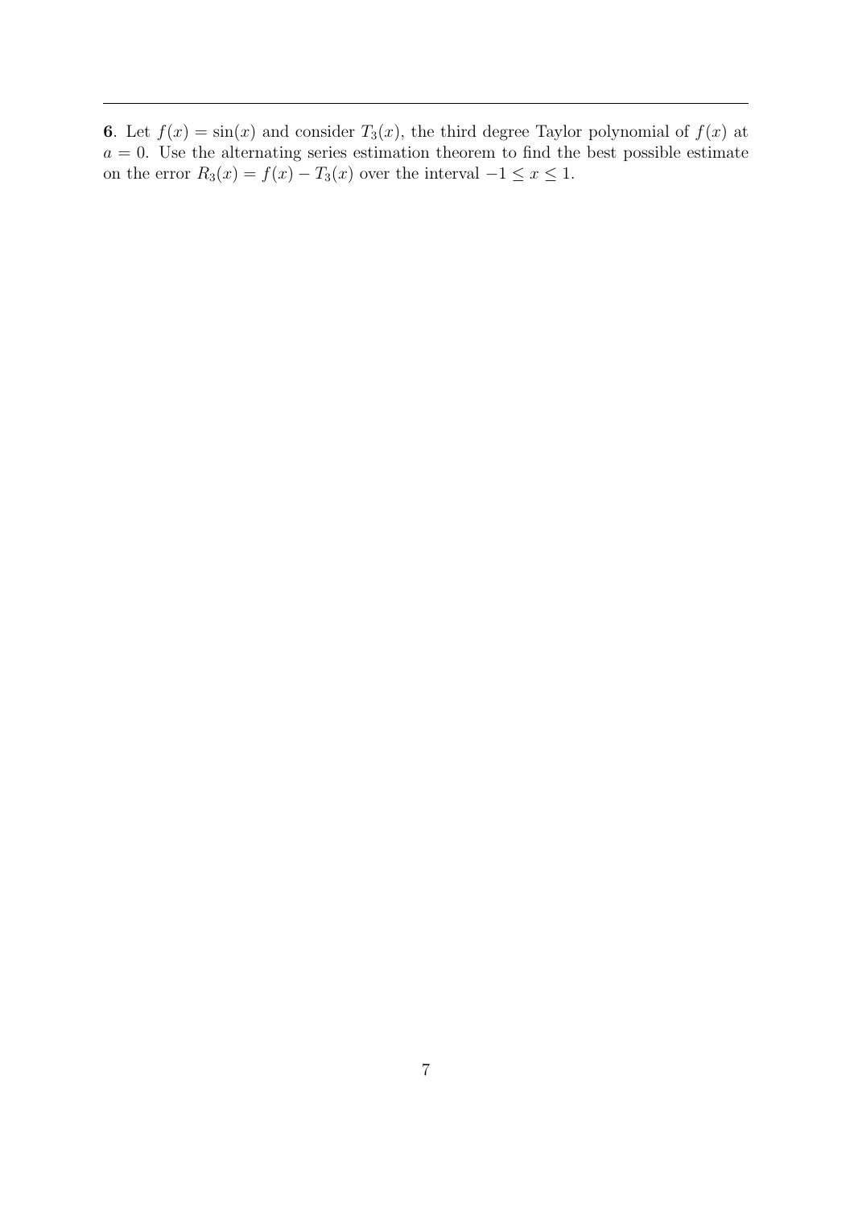**6**. Let $f(x) = \sin(x)$ and consider $T_3(x)$, the third degree Taylor polynomial of $f(x)$ at $a = 0$. Use the alternating series estimation theorem to find the best possible estimate on the error $R_3(x) = f(x) - T_3(x)$ over the interval $-1 \leq x \leq 1$.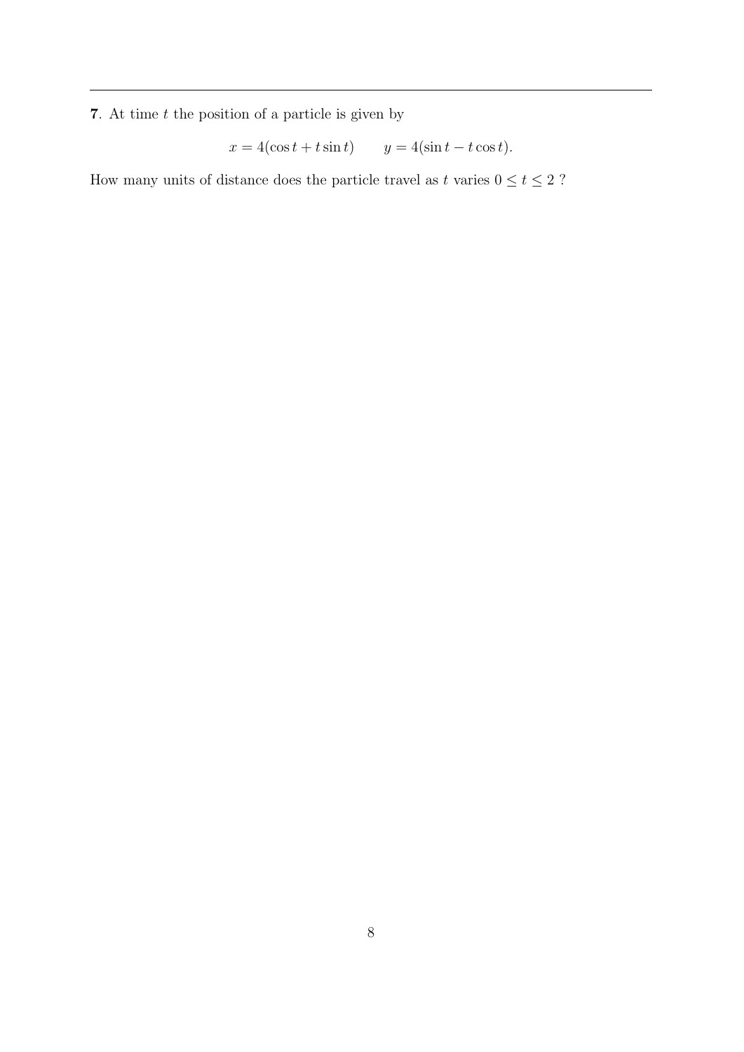**7**. At time $t$ the position of a particle is given by

$$x = 4(\cos t + t \sin t) \qquad y = 4(\sin t - t \cos t).$$

How many units of distance does the particle travel as $t$ varies $0 \leq t \leq 2$ ?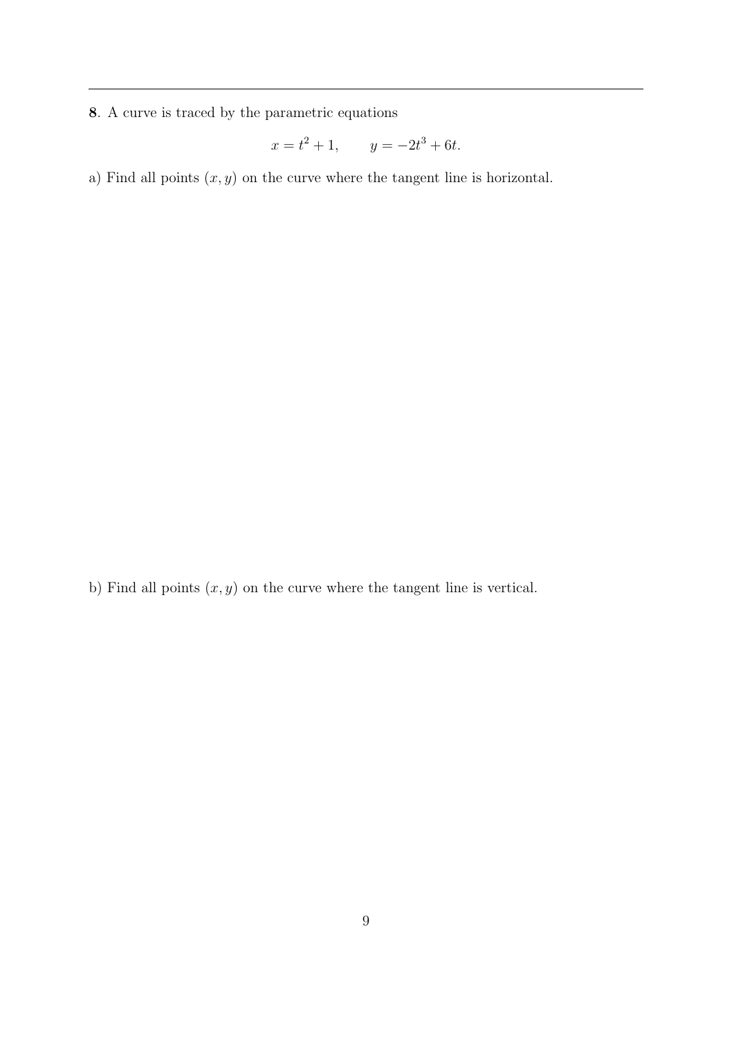**8**. A curve is traced by the parametric equations

$$x = t^2 + 1, \qquad y = -2t^3 + 6t.$$

a) Find all points $(x, y)$ on the curve where the tangent line is horizontal.

b) Find all points $(x, y)$ on the curve where the tangent line is vertical.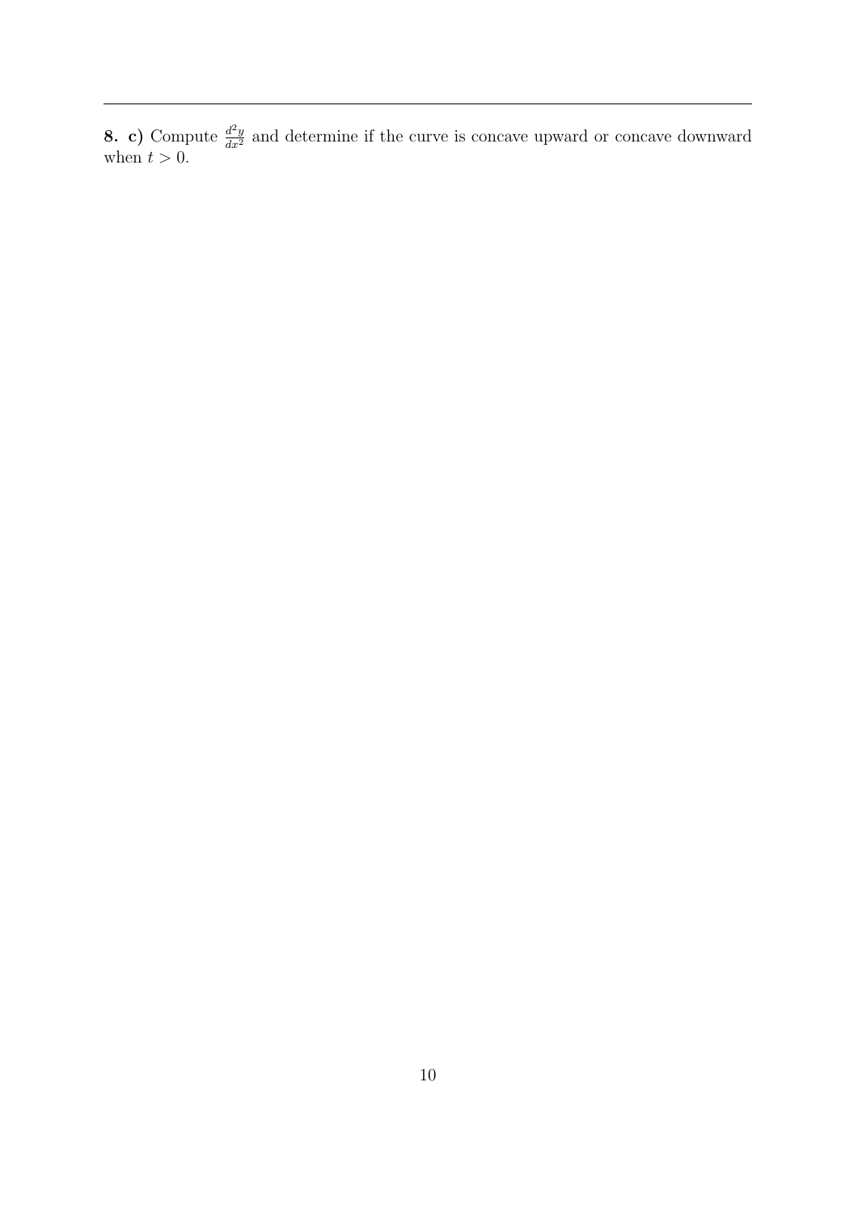**8. c)** Compute $\frac{d^2y}{dx^2}$ and determine if the curve is concave upward or concave downward when $t > 0$.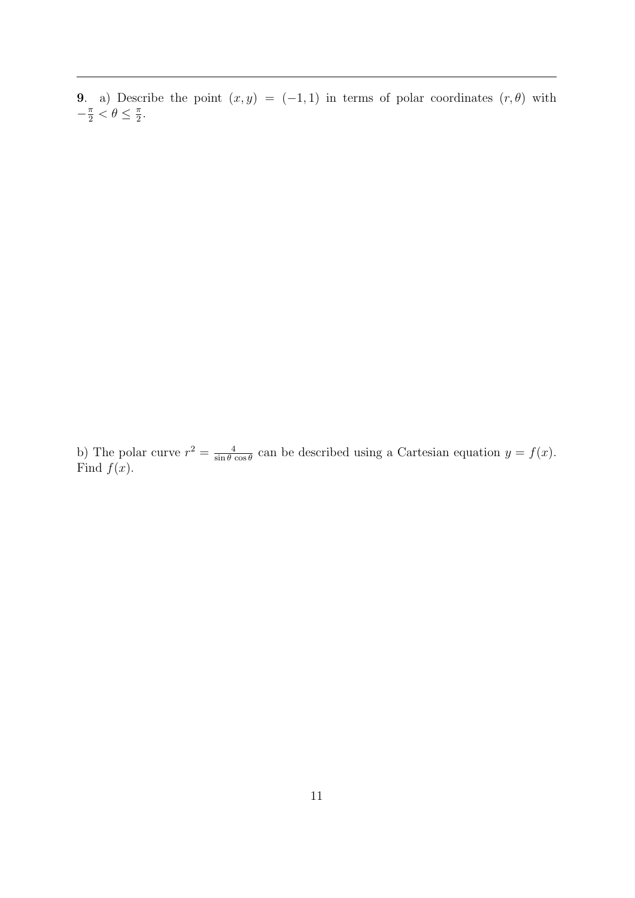**9**. a) Describe the point $(x, y) = (-1, 1)$ in terms of polar coordinates $(r, \theta)$ with $-\frac{\pi}{2} < \theta \leq \frac{\pi}{2}$.

b) The polar curve $r^2 = \frac{4}{\sin\theta \cos\theta}$ can be described using a Cartesian equation $y = f(x)$. Find $f(x)$.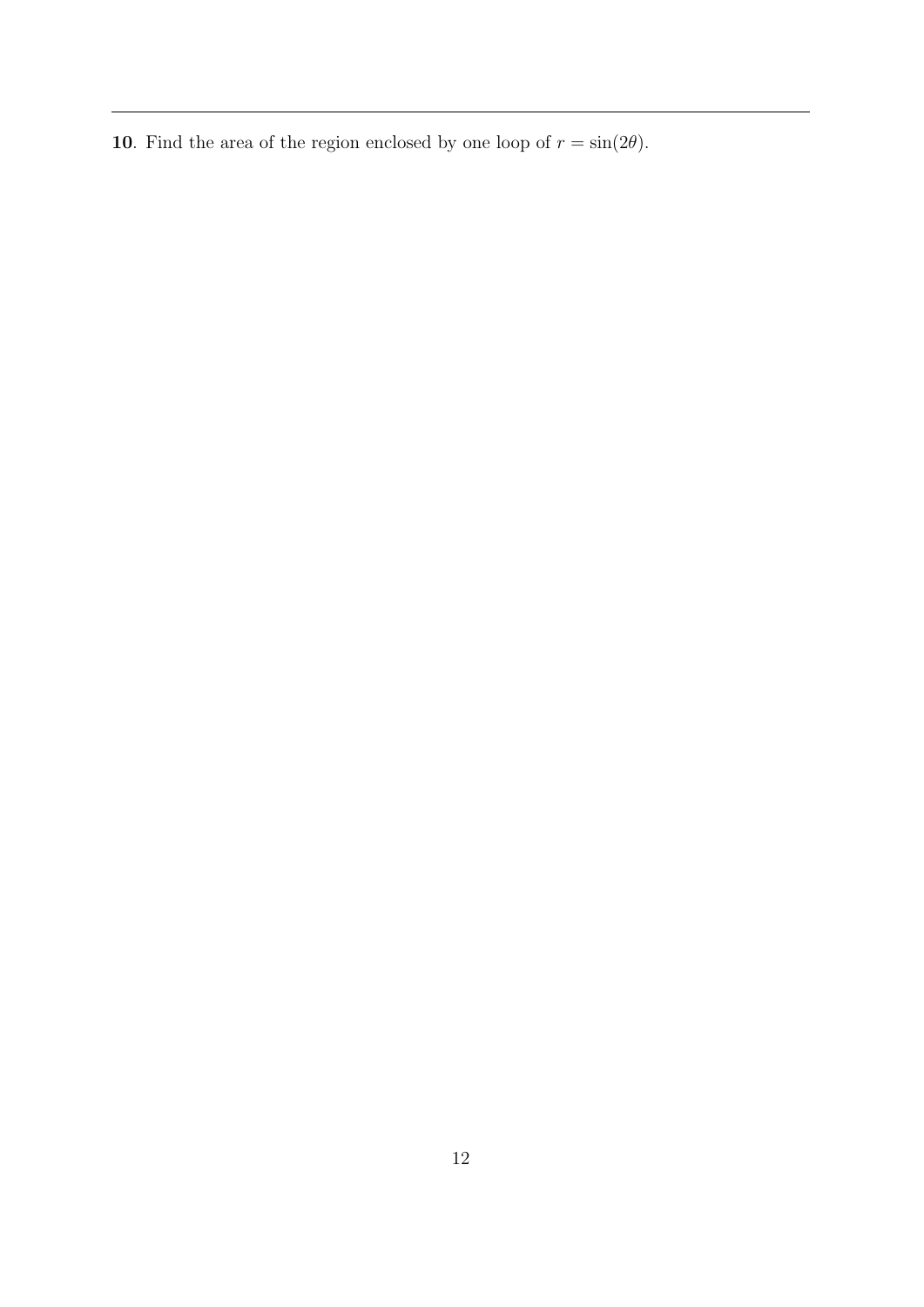**10**. Find the area of the region enclosed by one loop of $r = \sin(2\theta)$.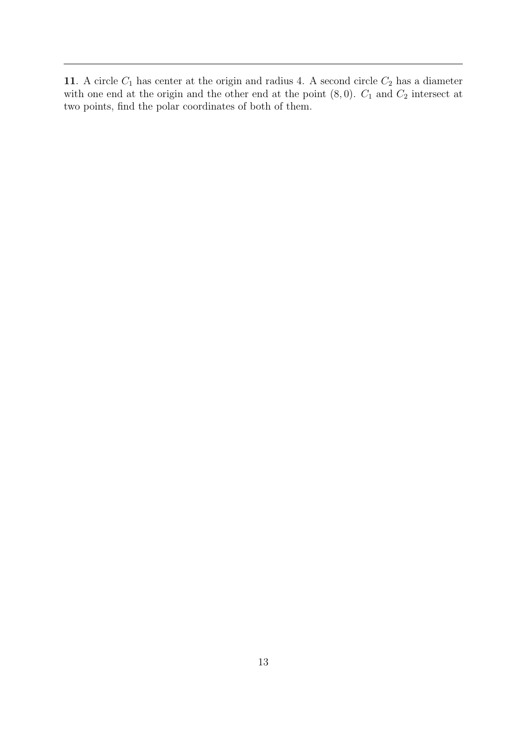**11**. A circle $C_1$ has center at the origin and radius 4. A second circle $C_2$ has a diameter with one end at the origin and the other end at the point $(8, 0)$. $C_1$ and $C_2$ intersect at two points, find the polar coordinates of both of them.